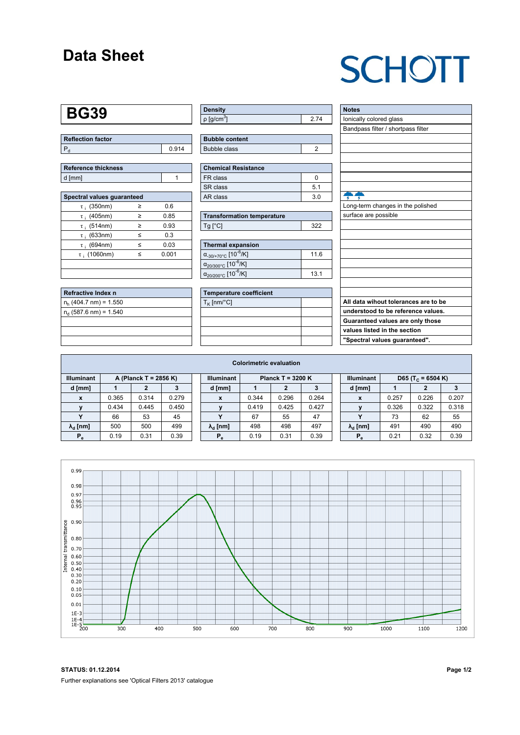# Data Sheet

SCHOTT

## BG39

| Reflection factor | |
|---|---|
| $P_d$ | 0.914 |

| Reference thickness | |
|---|---|
| d [mm] | 1 |

| Spectral values guaranteed | | |
|---|---|---|
| $\tau_i$ (350nm) | ≥ | 0.6 |
| $\tau_i$ (405nm) | ≥ | 0.85 |
| $\tau_i$ (514nm) | ≥ | 0.93 |
| $\tau_i$ (633nm) | ≤ | 0.3 |
| $\tau_i$ (694nm) | ≤ | 0.03 |
| $\tau_i$ (1060nm) | ≤ | 0.001 |

| Refractive Index n |
|---|
| $n_h$ (404.7 nm) = 1.550 |
| $n_d$ (587.6 nm) = 1.540 |

| Density | |
|---|---|
| ρ [g/cm³] | 2.74 |

| Bubble content | |
|---|---|
| Bubble class | 2 |

| Chemical Resistance | |
|---|---|
| FR class | 0 |
| SR class | 5.1 |
| AR class | 3.0 |

| Transformation temperature | |
|---|---|
| Tg [°C] | 322 |

| Thermal expansion | |
|---|---|
| $\alpha_{-30/+70°C}$ [$10^{-6}$/K] | 11.6 |
| $\alpha_{20/300°C}$ [$10^{-6}$/K] | |
| $\alpha_{20/200°C}$ [$10^{-6}$/K] | 13.1 |

| Temperature coefficient | |
|---|---|
| $T_K$ [nm/°C] | |

| Notes |
|---|
| Ionically colored glass |
| Bandpass filter / shortpass filter |
| Long-term changes in the polished surface are possible |
| **All data wihout tolerances are to be understood to be reference values. Guaranteed values are only those values listed in the section "Spectral values guaranteed".** |

### Colorimetric evaluation

| Illuminant | A (Planck T = 2856 K) | | |
|---|---|---|---|
| d [mm] | 1 | 2 | 3 |
| x | 0.365 | 0.314 | 0.279 |
| y | 0.434 | 0.445 | 0.450 |
| Y | 66 | 53 | 45 |
| $\lambda_d$ [nm] | 500 | 500 | 499 |
| $P_e$ | 0.19 | 0.31 | 0.39 |

| Illuminant | Planck T = 3200 K | | |
|---|---|---|---|
| d [mm] | 1 | 2 | 3 |
| x | 0.344 | 0.296 | 0.264 |
| y | 0.419 | 0.425 | 0.427 |
| Y | 67 | 55 | 47 |
| $\lambda_d$ [nm] | 498 | 498 | 497 |
| $P_e$ | 0.19 | 0.31 | 0.39 |

| Illuminant | D65 ($T_c$ = 6504 K) | | |
|---|---|---|---|
| d [mm] | 1 | 2 | 3 |
| x | 0.257 | 0.226 | 0.207 |
| y | 0.326 | 0.322 | 0.318 |
| Y | 73 | 62 | 55 |
| $\lambda_d$ [nm] | 491 | 490 | 490 |
| $P_e$ | 0.21 | 0.32 | 0.39 |

**STATUS: 01.12.2014**

Further explanations see 'Optical Filters 2013' catalogue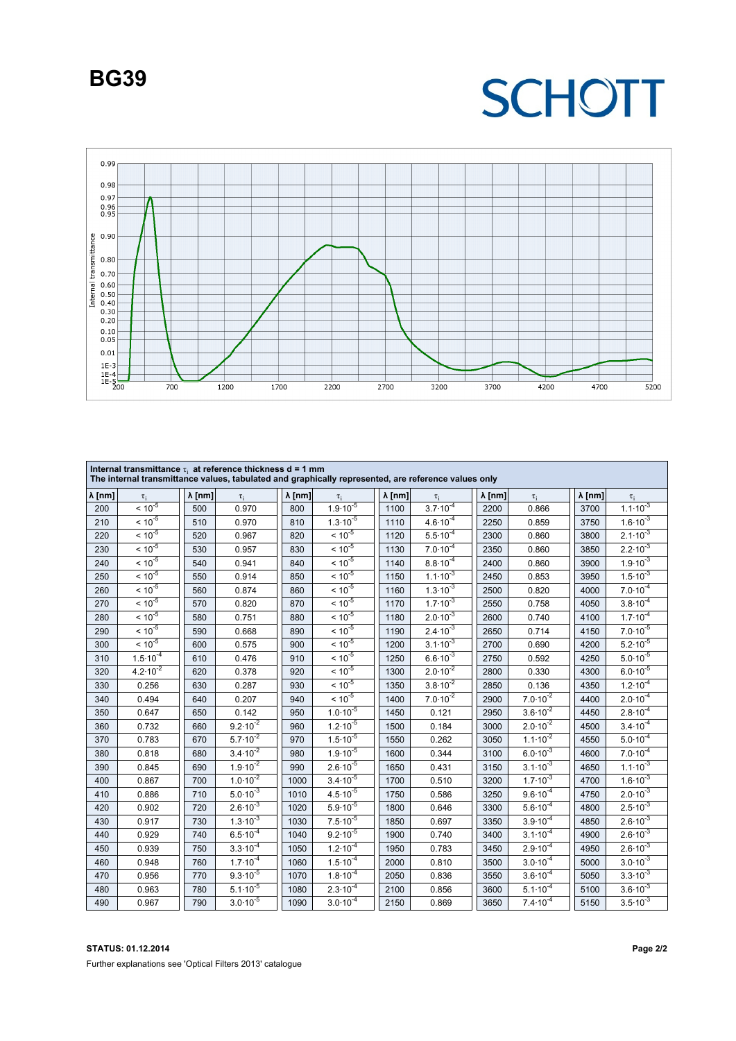# BG39

SCHOTT

0.99
0.98
0.97
0.96
0.95
0.90
0.80
0.70
0.60
0.50
0.40
0.30
0.20
0.10
0.05
0.01
1E-3
1E-4
1E-5

Internal transmittance

200 700 1200 1700 2200 2700 3200 3700 4200 4700 5200

**Internal transmittance $\tau_i$ at reference thickness d = 1 mm**
**The internal transmittance values, tabulated and graphically represented, are reference values only**

| λ [nm] | $\tau_i$ | λ [nm] | $\tau_i$ | λ [nm] | $\tau_i$ | λ [nm] | $\tau_i$ | λ [nm] | $\tau_i$ | λ [nm] | $\tau_i$ |
|---|---|---|---|---|---|---|---|---|---|---|---|
| 200 | $< 10^{-5}$ | 500 | 0.970 | 800 | $1.9 \cdot 10^{-5}$ | 1100 | $3.7 \cdot 10^{-4}$ | 2200 | 0.866 | 3700 | $1.1 \cdot 10^{-3}$ |
| 210 | $< 10^{-5}$ | 510 | 0.970 | 810 | $1.3 \cdot 10^{-5}$ | 1110 | $4.6 \cdot 10^{-4}$ | 2250 | 0.859 | 3750 | $1.6 \cdot 10^{-3}$ |
| 220 | $< 10^{-5}$ | 520 | 0.967 | 820 | $< 10^{-5}$ | 1120 | $5.5 \cdot 10^{-4}$ | 2300 | 0.860 | 3800 | $2.1 \cdot 10^{-3}$ |
| 230 | $< 10^{-5}$ | 530 | 0.957 | 830 | $< 10^{-5}$ | 1130 | $7.0 \cdot 10^{-4}$ | 2350 | 0.860 | 3850 | $2.2 \cdot 10^{-3}$ |
| 240 | $< 10^{-5}$ | 540 | 0.941 | 840 | $< 10^{-5}$ | 1140 | $8.8 \cdot 10^{-4}$ | 2400 | 0.860 | 3900 | $1.9 \cdot 10^{-3}$ |
| 250 | $< 10^{-5}$ | 550 | 0.914 | 850 | $< 10^{-5}$ | 1150 | $1.1 \cdot 10^{-3}$ | 2450 | 0.853 | 3950 | $1.5 \cdot 10^{-3}$ |
| 260 | $< 10^{-5}$ | 560 | 0.874 | 860 | $< 10^{-5}$ | 1160 | $1.3 \cdot 10^{-3}$ | 2500 | 0.820 | 4000 | $7.0 \cdot 10^{-4}$ |
| 270 | $< 10^{-5}$ | 570 | 0.820 | 870 | $< 10^{-5}$ | 1170 | $1.7 \cdot 10^{-3}$ | 2550 | 0.758 | 4050 | $3.8 \cdot 10^{-4}$ |
| 280 | $< 10^{-5}$ | 580 | 0.751 | 880 | $< 10^{-5}$ | 1180 | $2.0 \cdot 10^{-3}$ | 2600 | 0.740 | 4100 | $1.7 \cdot 10^{-4}$ |
| 290 | $< 10^{-5}$ | 590 | 0.668 | 890 | $< 10^{-5}$ | 1190 | $2.4 \cdot 10^{-3}$ | 2650 | 0.714 | 4150 | $7.0 \cdot 10^{-5}$ |
| 300 | $< 10^{-5}$ | 600 | 0.575 | 900 | $< 10^{-5}$ | 1200 | $3.1 \cdot 10^{-3}$ | 2700 | 0.690 | 4200 | $5.2 \cdot 10^{-5}$ |
| 310 | $1.5 \cdot 10^{-4}$ | 610 | 0.476 | 910 | $< 10^{-5}$ | 1250 | $6.6 \cdot 10^{-3}$ | 2750 | 0.592 | 4250 | $5.0 \cdot 10^{-5}$ |
| 320 | $4.2 \cdot 10^{-2}$ | 620 | 0.378 | 920 | $< 10^{-5}$ | 1300 | $2.0 \cdot 10^{-2}$ | 2800 | 0.330 | 4300 | $6.0 \cdot 10^{-5}$ |
| 330 | 0.256 | 630 | 0.287 | 930 | $< 10^{-5}$ | 1350 | $3.8 \cdot 10^{-2}$ | 2850 | 0.136 | 4350 | $1.2 \cdot 10^{-4}$ |
| 340 | 0.494 | 640 | 0.207 | 940 | $< 10^{-5}$ | 1400 | $7.0 \cdot 10^{-2}$ | 2900 | $7.0 \cdot 10^{-2}$ | 4400 | $2.0 \cdot 10^{-4}$ |
| 350 | 0.647 | 650 | 0.142 | 950 | $1.0 \cdot 10^{-5}$ | 1450 | 0.121 | 2950 | $3.6 \cdot 10^{-2}$ | 4450 | $2.8 \cdot 10^{-4}$ |
| 360 | 0.732 | 660 | $9.2 \cdot 10^{-2}$ | 960 | $1.2 \cdot 10^{-5}$ | 1500 | 0.184 | 3000 | $2.0 \cdot 10^{-2}$ | 4500 | $3.4 \cdot 10^{-4}$ |
| 370 | 0.783 | 670 | $5.7 \cdot 10^{-2}$ | 970 | $1.5 \cdot 10^{-5}$ | 1550 | 0.262 | 3050 | $1.1 \cdot 10^{-2}$ | 4550 | $5.0 \cdot 10^{-4}$ |
| 380 | 0.818 | 680 | $3.4 \cdot 10^{-2}$ | 980 | $1.9 \cdot 10^{-5}$ | 1600 | 0.344 | 3100 | $6.0 \cdot 10^{-3}$ | 4600 | $7.0 \cdot 10^{-4}$ |
| 390 | 0.845 | 690 | $1.9 \cdot 10^{-2}$ | 990 | $2.6 \cdot 10^{-5}$ | 1650 | 0.431 | 3150 | $3.1 \cdot 10^{-3}$ | 4650 | $1.1 \cdot 10^{-3}$ |
| 400 | 0.867 | 700 | $1.0 \cdot 10^{-2}$ | 1000 | $3.4 \cdot 10^{-5}$ | 1700 | 0.510 | 3200 | $1.7 \cdot 10^{-3}$ | 4700 | $1.6 \cdot 10^{-3}$ |
| 410 | 0.886 | 710 | $5.0 \cdot 10^{-3}$ | 1010 | $4.5 \cdot 10^{-5}$ | 1750 | 0.586 | 3250 | $9.6 \cdot 10^{-4}$ | 4750 | $2.0 \cdot 10^{-3}$ |
| 420 | 0.902 | 720 | $2.6 \cdot 10^{-3}$ | 1020 | $5.9 \cdot 10^{-5}$ | 1800 | 0.646 | 3300 | $5.6 \cdot 10^{-4}$ | 4800 | $2.5 \cdot 10^{-3}$ |
| 430 | 0.917 | 730 | $1.3 \cdot 10^{-3}$ | 1030 | $7.5 \cdot 10^{-5}$ | 1850 | 0.697 | 3350 | $3.9 \cdot 10^{-4}$ | 4850 | $2.6 \cdot 10^{-3}$ |
| 440 | 0.929 | 740 | $6.5 \cdot 10^{-4}$ | 1040 | $9.2 \cdot 10^{-5}$ | 1900 | 0.740 | 3400 | $3.1 \cdot 10^{-4}$ | 4900 | $2.6 \cdot 10^{-3}$ |
| 450 | 0.939 | 750 | $3.3 \cdot 10^{-4}$ | 1050 | $1.2 \cdot 10^{-4}$ | 1950 | 0.783 | 3450 | $2.9 \cdot 10^{-4}$ | 4950 | $2.6 \cdot 10^{-3}$ |
| 460 | 0.948 | 760 | $1.7 \cdot 10^{-4}$ | 1060 | $1.5 \cdot 10^{-4}$ | 2000 | 0.810 | 3500 | $3.0 \cdot 10^{-4}$ | 5000 | $3.0 \cdot 10^{-3}$ |
| 470 | 0.956 | 770 | $9.3 \cdot 10^{-5}$ | 1070 | $1.8 \cdot 10^{-4}$ | 2050 | 0.836 | 3550 | $3.6 \cdot 10^{-4}$ | 5050 | $3.3 \cdot 10^{-3}$ |
| 480 | 0.963 | 780 | $5.1 \cdot 10^{-5}$ | 1080 | $2.3 \cdot 10^{-4}$ | 2100 | 0.856 | 3600 | $5.1 \cdot 10^{-4}$ | 5100 | $3.6 \cdot 10^{-3}$ |
| 490 | 0.967 | 790 | $3.0 \cdot 10^{-5}$ | 1090 | $3.0 \cdot 10^{-4}$ | 2150 | 0.869 | 3650 | $7.4 \cdot 10^{-4}$ | 5150 | $3.5 \cdot 10^{-3}$ |

**STATUS: 01.12.2014**

Further explanations see 'Optical Filters 2013' catalogue